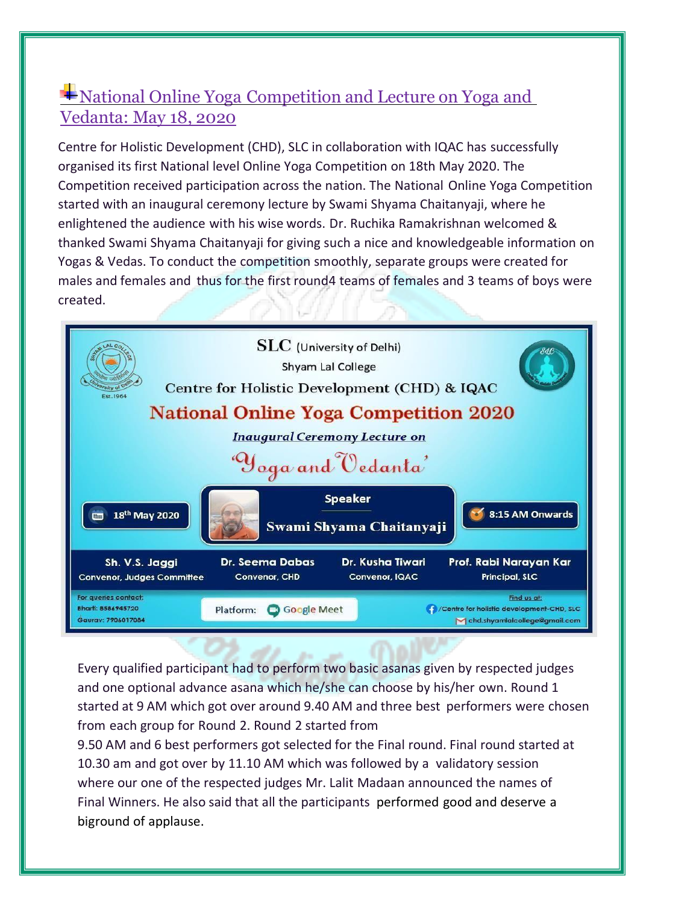## National Online Yoga Competition and Lecture on Yoga and Vedanta: May 18, 2020

Centre for Holistic Development (CHD), SLC in collaboration with IQAC has successfully organised its first National level Online Yoga Competition on 18th May 2020. The Competition received participation across the nation. The National Online Yoga Competition started with an inaugural ceremony lecture by Swami Shyama Chaitanyaji, where he enlightened the audience with his wise words. Dr. Ruchika Ramakrishnan welcomed & thanked Swami Shyama Chaitanyaji for giving such a nice and knowledgeable information on Yogas & Vedas. To conduct the competition smoothly, separate groups were created for males and females and thus for the first round4 teams of females and 3 teams of boys were created.

SLC (University of Delhi)
Shyam Lal College
Centre for Holistic Development (CHD) & IQAC

**National Online Yoga Competition 2020**

*Inaugural Ceremony Lecture on*

'Yoga and Vedanta'

18th May 2020

Speaker
Swami Shyama Chaitanyaji

8:15 AM Onwards

Sh. V.S. Jaggi, Convenor, Judges Committee
Dr. Seema Dabas, Convenor, CHD
Dr. Kusha Tiwari, Convenor, IQAC
Prof. Rabi Narayan Kar, Principal, SLC

For queries contact:
Bharti: 8586945720
Gaurav: 7906017084

Platform: Google Meet

Find us at:
/Centre for holistic development-CHD, SLC
chd.shyamlalcollege@gmail.com

Every qualified participant had to perform two basic asanas given by respected judges and one optional advance asana which he/she can choose by his/her own. Round 1 started at 9 AM which got over around 9.40 AM and three best performers were chosen from each group for Round 2. Round 2 started from 9.50 AM and 6 best performers got selected for the Final round. Final round started at 10.30 am and got over by 11.10 AM which was followed by a validatory session where our one of the respected judges Mr. Lalit Madaan announced the names of Final Winners. He also said that all the participants performed good and deserve a biground of applause.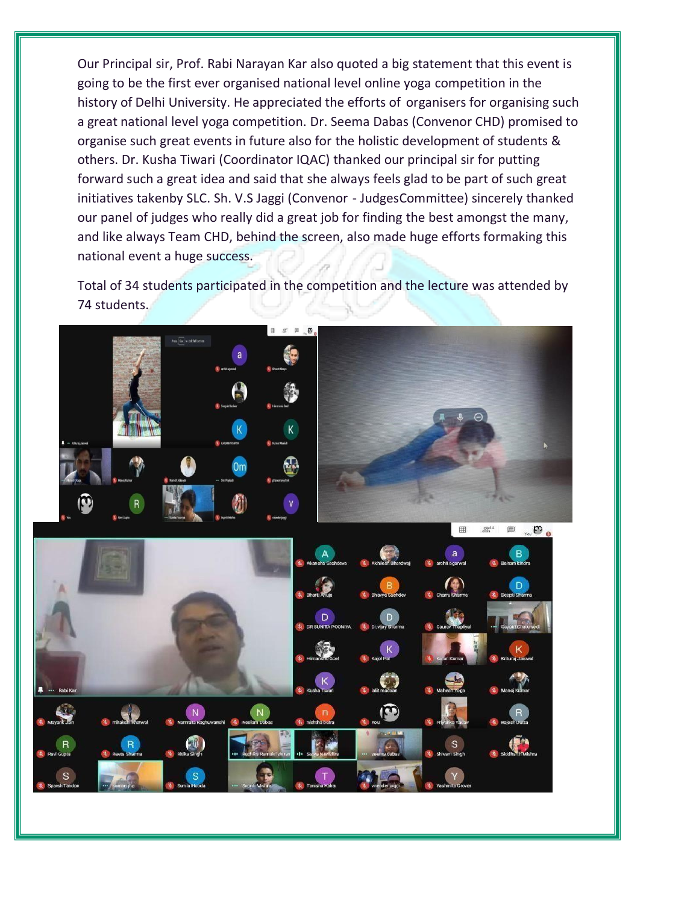Our Principal sir, Prof. Rabi Narayan Kar also quoted a big statement that this event is going to be the first ever organised national level online yoga competition in the history of Delhi University. He appreciated the efforts of organisers for organising such a great national level yoga competition. Dr. Seema Dabas (Convenor CHD) promised to organise such great events in future also for the holistic development of students & others. Dr. Kusha Tiwari (Coordinator IQAC) thanked our principal sir for putting forward such a great idea and said that she always feels glad to be part of such great initiatives takenby SLC. Sh. V.S Jaggi (Convenor - JudgesCommittee) sincerely thanked our panel of judges who really did a great job for finding the best amongst the many, and like always Team CHD, behind the screen, also made huge efforts formaking this national event a huge success.

Total of 34 students participated in the competition and the lecture was attended by 74 students.